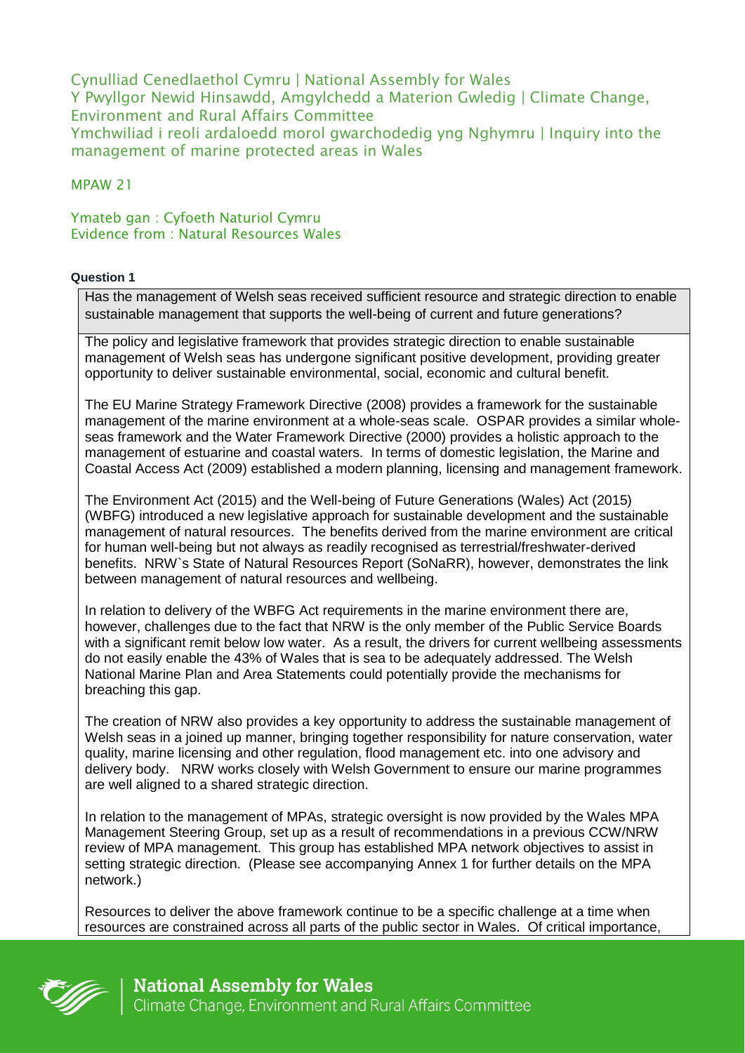Cynulliad Cenedlaethol Cymru | National Assembly for Wales
Y Pwyllgor Newid Hinsawdd, Amgylchedd a Materion Gwledig | Climate Change, Environment and Rural Affairs Committee
Ymchwiliad i reoli ardaloedd morol gwarchodedig yng Nghymru | Inquiry into the management of marine protected areas in Wales

MPAW 21

Ymateb gan : Cyfoeth Naturiol Cymru
Evidence from : Natural Resources Wales

**Question 1**

| Has the management of Welsh seas received sufficient resource and strategic direction to enable sustainable management that supports the well-being of current and future generations? |
|---|

The policy and legislative framework that provides strategic direction to enable sustainable management of Welsh seas has undergone significant positive development, providing greater opportunity to deliver sustainable environmental, social, economic and cultural benefit.

The EU Marine Strategy Framework Directive (2008) provides a framework for the sustainable management of the marine environment at a whole-seas scale. OSPAR provides a similar whole-seas framework and the Water Framework Directive (2000) provides a holistic approach to the management of estuarine and coastal waters. In terms of domestic legislation, the Marine and Coastal Access Act (2009) established a modern planning, licensing and management framework.

The Environment Act (2015) and the Well-being of Future Generations (Wales) Act (2015) (WBFG) introduced a new legislative approach for sustainable development and the sustainable management of natural resources. The benefits derived from the marine environment are critical for human well-being but not always as readily recognised as terrestrial/freshwater-derived benefits. NRW`s State of Natural Resources Report (SoNaRR), however, demonstrates the link between management of natural resources and wellbeing.

In relation to delivery of the WBFG Act requirements in the marine environment there are, however, challenges due to the fact that NRW is the only member of the Public Service Boards with a significant remit below low water. As a result, the drivers for current wellbeing assessments do not easily enable the 43% of Wales that is sea to be adequately addressed. The Welsh National Marine Plan and Area Statements could potentially provide the mechanisms for breaching this gap.

The creation of NRW also provides a key opportunity to address the sustainable management of Welsh seas in a joined up manner, bringing together responsibility for nature conservation, water quality, marine licensing and other regulation, flood management etc. into one advisory and delivery body. NRW works closely with Welsh Government to ensure our marine programmes are well aligned to a shared strategic direction.

In relation to the management of MPAs, strategic oversight is now provided by the Wales MPA Management Steering Group, set up as a result of recommendations in a previous CCW/NRW review of MPA management. This group has established MPA network objectives to assist in setting strategic direction. (Please see accompanying Annex 1 for further details on the MPA network.)

Resources to deliver the above framework continue to be a specific challenge at a time when resources are constrained across all parts of the public sector in Wales. Of critical importance,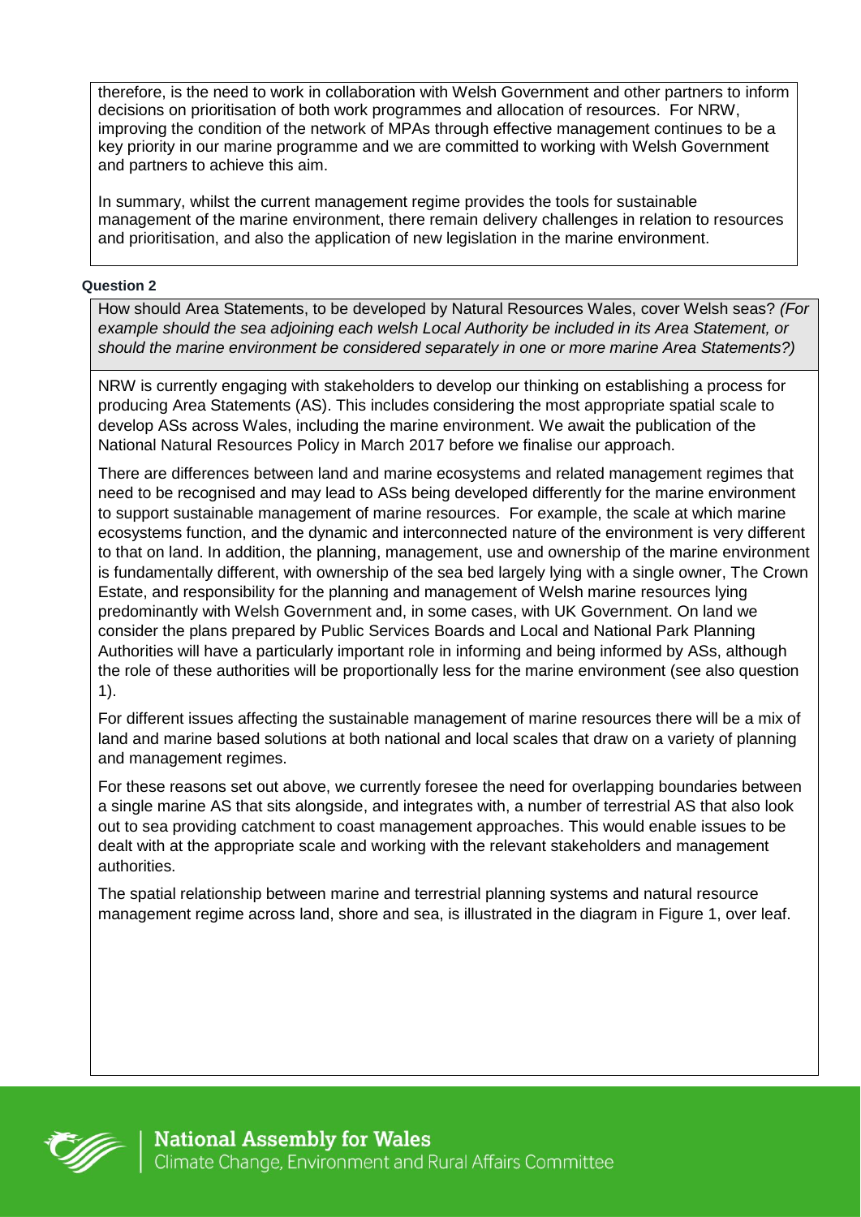therefore, is the need to work in collaboration with Welsh Government and other partners to inform decisions on prioritisation of both work programmes and allocation of resources. For NRW, improving the condition of the network of MPAs through effective management continues to be a key priority in our marine programme and we are committed to working with Welsh Government and partners to achieve this aim.

In summary, whilst the current management regime provides the tools for sustainable management of the marine environment, there remain delivery challenges in relation to resources and prioritisation, and also the application of new legislation in the marine environment.

**Question 2**

How should Area Statements, to be developed by Natural Resources Wales, cover Welsh seas? *(For example should the sea adjoining each welsh Local Authority be included in its Area Statement, or should the marine environment be considered separately in one or more marine Area Statements?)*

NRW is currently engaging with stakeholders to develop our thinking on establishing a process for producing Area Statements (AS). This includes considering the most appropriate spatial scale to develop ASs across Wales, including the marine environment. We await the publication of the National Natural Resources Policy in March 2017 before we finalise our approach.

There are differences between land and marine ecosystems and related management regimes that need to be recognised and may lead to ASs being developed differently for the marine environment to support sustainable management of marine resources. For example, the scale at which marine ecosystems function, and the dynamic and interconnected nature of the environment is very different to that on land. In addition, the planning, management, use and ownership of the marine environment is fundamentally different, with ownership of the sea bed largely lying with a single owner, The Crown Estate, and responsibility for the planning and management of Welsh marine resources lying predominantly with Welsh Government and, in some cases, with UK Government. On land we consider the plans prepared by Public Services Boards and Local and National Park Planning Authorities will have a particularly important role in informing and being informed by ASs, although the role of these authorities will be proportionally less for the marine environment (see also question 1).

For different issues affecting the sustainable management of marine resources there will be a mix of land and marine based solutions at both national and local scales that draw on a variety of planning and management regimes.

For these reasons set out above, we currently foresee the need for overlapping boundaries between a single marine AS that sits alongside, and integrates with, a number of terrestrial AS that also look out to sea providing catchment to coast management approaches. This would enable issues to be dealt with at the appropriate scale and working with the relevant stakeholders and management authorities.

The spatial relationship between marine and terrestrial planning systems and natural resource management regime across land, shore and sea, is illustrated in the diagram in Figure 1, over leaf.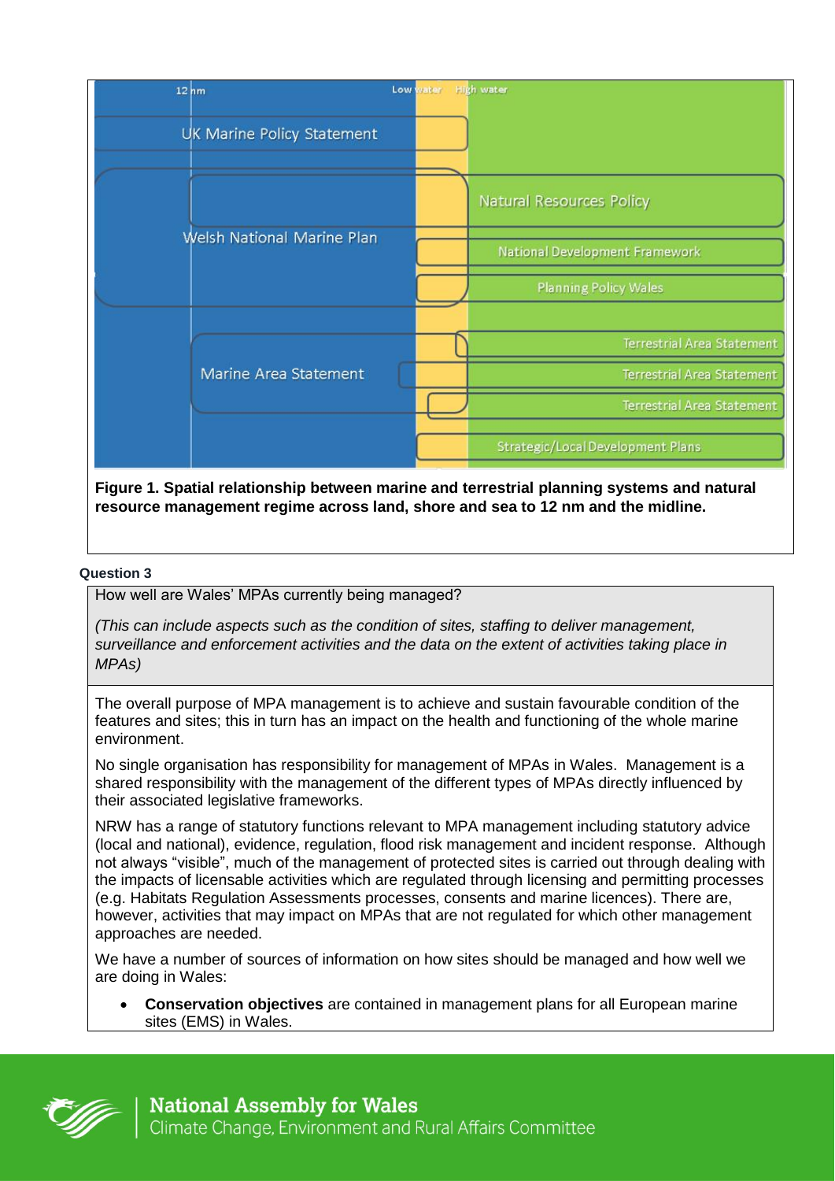| 12 nm | Low water | High water |
|---|---|---|
| UK Marine Policy Statement | | |
| Welsh National Marine Plan | | Natural Resources Policy |
| | | National Development Framework |
| | | Planning Policy Wales |
| Marine Area Statement | | Terrestrial Area Statement |
| | | Terrestrial Area Statement |
| | | Terrestrial Area Statement |
| | | Strategic/Local Development Plans |

**Figure 1. Spatial relationship between marine and terrestrial planning systems and natural resource management regime across land, shore and sea to 12 nm and the midline.**

**Question 3**

How well are Wales' MPAs currently being managed?

*(This can include aspects such as the condition of sites, staffing to deliver management, surveillance and enforcement activities and the data on the extent of activities taking place in MPAs)*

The overall purpose of MPA management is to achieve and sustain favourable condition of the features and sites; this in turn has an impact on the health and functioning of the whole marine environment.

No single organisation has responsibility for management of MPAs in Wales. Management is a shared responsibility with the management of the different types of MPAs directly influenced by their associated legislative frameworks.

NRW has a range of statutory functions relevant to MPA management including statutory advice (local and national), evidence, regulation, flood risk management and incident response. Although not always "visible", much of the management of protected sites is carried out through dealing with the impacts of licensable activities which are regulated through licensing and permitting processes (e.g. Habitats Regulation Assessments processes, consents and marine licences). There are, however, activities that may impact on MPAs that are not regulated for which other management approaches are needed.

We have a number of sources of information on how sites should be managed and how well we are doing in Wales:

- **Conservation objectives** are contained in management plans for all European marine sites (EMS) in Wales.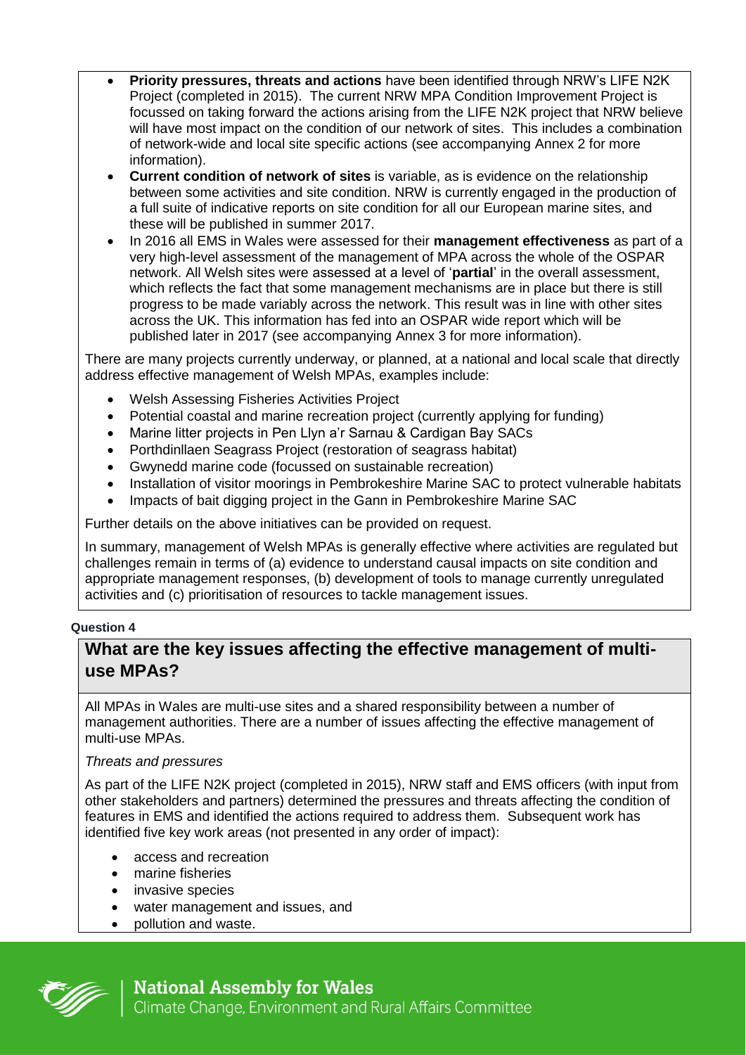- **Priority pressures, threats and actions** have been identified through NRW's LIFE N2K Project (completed in 2015). The current NRW MPA Condition Improvement Project is focussed on taking forward the actions arising from the LIFE N2K project that NRW believe will have most impact on the condition of our network of sites. This includes a combination of network-wide and local site specific actions (see accompanying Annex 2 for more information).
- **Current condition of network of sites** is variable, as is evidence on the relationship between some activities and site condition. NRW is currently engaged in the production of a full suite of indicative reports on site condition for all our European marine sites, and these will be published in summer 2017.
- In 2016 all EMS in Wales were assessed for their **management effectiveness** as part of a very high-level assessment of the management of MPA across the whole of the OSPAR network. All Welsh sites were assessed at a level of '**partial**' in the overall assessment, which reflects the fact that some management mechanisms are in place but there is still progress to be made variably across the network. This result was in line with other sites across the UK. This information has fed into an OSPAR wide report which will be published later in 2017 (see accompanying Annex 3 for more information).

There are many projects currently underway, or planned, at a national and local scale that directly address effective management of Welsh MPAs, examples include:

- Welsh Assessing Fisheries Activities Project
- Potential coastal and marine recreation project (currently applying for funding)
- Marine litter projects in Pen Llyn a'r Sarnau & Cardigan Bay SACs
- Porthdinllaen Seagrass Project (restoration of seagrass habitat)
- Gwynedd marine code (focussed on sustainable recreation)
- Installation of visitor moorings in Pembrokeshire Marine SAC to protect vulnerable habitats
- Impacts of bait digging project in the Gann in Pembrokeshire Marine SAC

Further details on the above initiatives can be provided on request.

In summary, management of Welsh MPAs is generally effective where activities are regulated but challenges remain in terms of (a) evidence to understand causal impacts on site condition and appropriate management responses, (b) development of tools to manage currently unregulated activities and (c) prioritisation of resources to tackle management issues.

**Question 4**

## What are the key issues affecting the effective management of multi-use MPAs?

All MPAs in Wales are multi-use sites and a shared responsibility between a number of management authorities. There are a number of issues affecting the effective management of multi-use MPAs.

*Threats and pressures*

As part of the LIFE N2K project (completed in 2015), NRW staff and EMS officers (with input from other stakeholders and partners) determined the pressures and threats affecting the condition of features in EMS and identified the actions required to address them. Subsequent work has identified five key work areas (not presented in any order of impact):

- access and recreation
- marine fisheries
- invasive species
- water management and issues, and
- pollution and waste.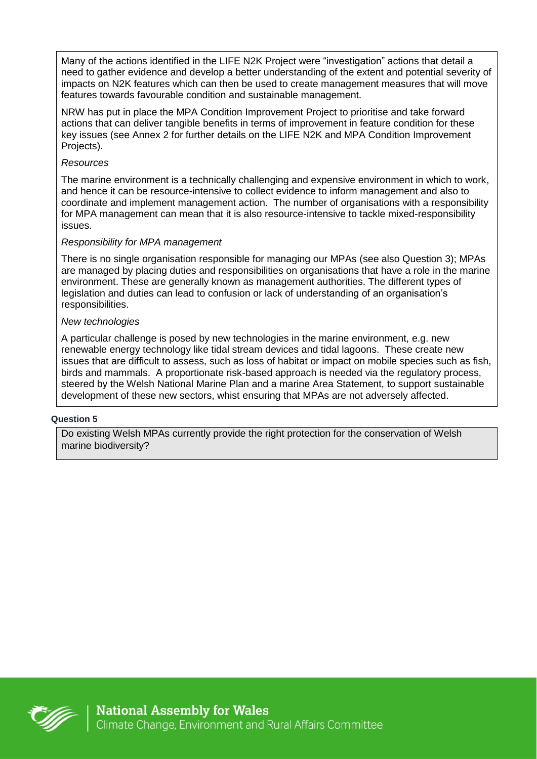Many of the actions identified in the LIFE N2K Project were "investigation" actions that detail a need to gather evidence and develop a better understanding of the extent and potential severity of impacts on N2K features which can then be used to create management measures that will move features towards favourable condition and sustainable management.

NRW has put in place the MPA Condition Improvement Project to prioritise and take forward actions that can deliver tangible benefits in terms of improvement in feature condition for these key issues (see Annex 2 for further details on the LIFE N2K and MPA Condition Improvement Projects).

*Resources*

The marine environment is a technically challenging and expensive environment in which to work, and hence it can be resource-intensive to collect evidence to inform management and also to coordinate and implement management action. The number of organisations with a responsibility for MPA management can mean that it is also resource-intensive to tackle mixed-responsibility issues.

*Responsibility for MPA management*

There is no single organisation responsible for managing our MPAs (see also Question 3); MPAs are managed by placing duties and responsibilities on organisations that have a role in the marine environment. These are generally known as management authorities. The different types of legislation and duties can lead to confusion or lack of understanding of an organisation's responsibilities.

*New technologies*

A particular challenge is posed by new technologies in the marine environment, e.g. new renewable energy technology like tidal stream devices and tidal lagoons. These create new issues that are difficult to assess, such as loss of habitat or impact on mobile species such as fish, birds and mammals. A proportionate risk-based approach is needed via the regulatory process, steered by the Welsh National Marine Plan and a marine Area Statement, to support sustainable development of these new sectors, whist ensuring that MPAs are not adversely affected.

**Question 5**

Do existing Welsh MPAs currently provide the right protection for the conservation of Welsh marine biodiversity?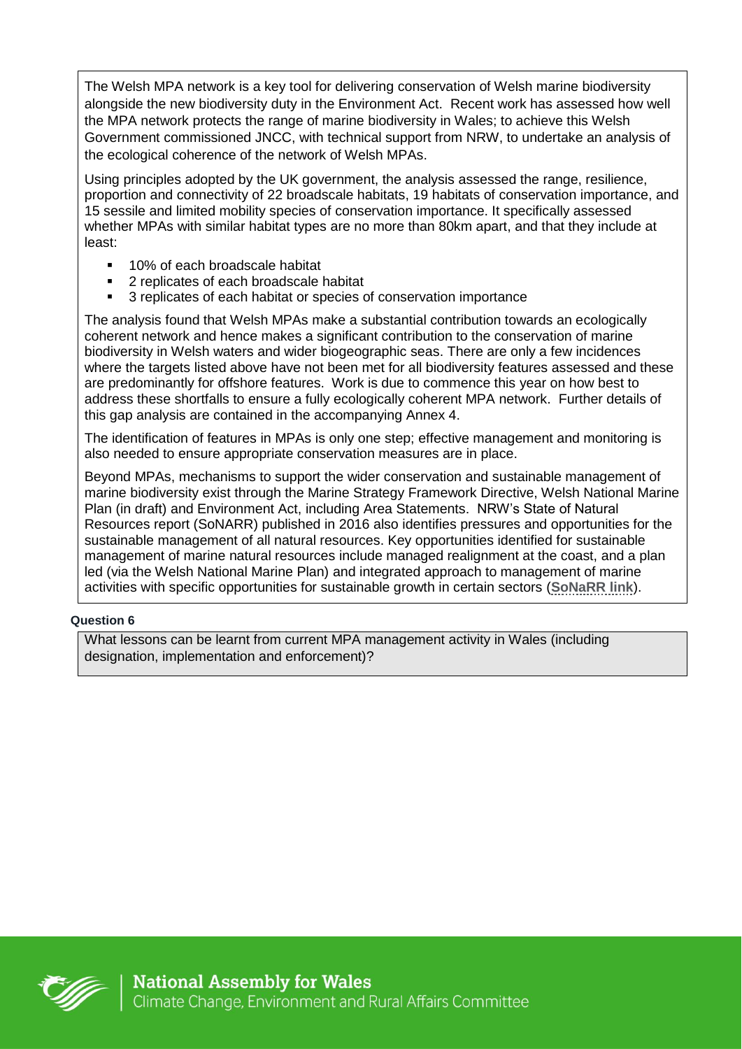The Welsh MPA network is a key tool for delivering conservation of Welsh marine biodiversity alongside the new biodiversity duty in the Environment Act. Recent work has assessed how well the MPA network protects the range of marine biodiversity in Wales; to achieve this Welsh Government commissioned JNCC, with technical support from NRW, to undertake an analysis of the ecological coherence of the network of Welsh MPAs.

Using principles adopted by the UK government, the analysis assessed the range, resilience, proportion and connectivity of 22 broadscale habitats, 19 habitats of conservation importance, and 15 sessile and limited mobility species of conservation importance. It specifically assessed whether MPAs with similar habitat types are no more than 80km apart, and that they include at least:

- 10% of each broadscale habitat
- 2 replicates of each broadscale habitat
- 3 replicates of each habitat or species of conservation importance

The analysis found that Welsh MPAs make a substantial contribution towards an ecologically coherent network and hence makes a significant contribution to the conservation of marine biodiversity in Welsh waters and wider biogeographic seas. There are only a few incidences where the targets listed above have not been met for all biodiversity features assessed and these are predominantly for offshore features. Work is due to commence this year on how best to address these shortfalls to ensure a fully ecologically coherent MPA network. Further details of this gap analysis are contained in the accompanying Annex 4.

The identification of features in MPAs is only one step; effective management and monitoring is also needed to ensure appropriate conservation measures are in place.

Beyond MPAs, mechanisms to support the wider conservation and sustainable management of marine biodiversity exist through the Marine Strategy Framework Directive, Welsh National Marine Plan (in draft) and Environment Act, including Area Statements. NRW's State of Natural Resources report (SoNARR) published in 2016 also identifies pressures and opportunities for the sustainable management of all natural resources. Key opportunities identified for sustainable management of marine natural resources include managed realignment at the coast, and a plan led (via the Welsh National Marine Plan) and integrated approach to management of marine activities with specific opportunities for sustainable growth in certain sectors (**SoNaRR link**).

**Question 6**

What lessons can be learnt from current MPA management activity in Wales (including designation, implementation and enforcement)?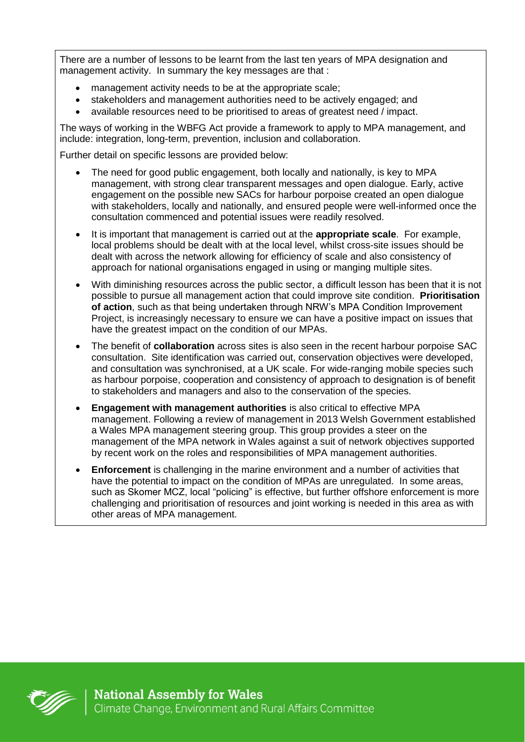There are a number of lessons to be learnt from the last ten years of MPA designation and management activity. In summary the key messages are that :

- management activity needs to be at the appropriate scale;
- stakeholders and management authorities need to be actively engaged; and
- available resources need to be prioritised to areas of greatest need / impact.

The ways of working in the WBFG Act provide a framework to apply to MPA management, and include: integration, long-term, prevention, inclusion and collaboration.

Further detail on specific lessons are provided below:

- The need for good public engagement, both locally and nationally, is key to MPA management, with strong clear transparent messages and open dialogue. Early, active engagement on the possible new SACs for harbour porpoise created an open dialogue with stakeholders, locally and nationally, and ensured people were well-informed once the consultation commenced and potential issues were readily resolved.
- It is important that management is carried out at the **appropriate scale**. For example, local problems should be dealt with at the local level, whilst cross-site issues should be dealt with across the network allowing for efficiency of scale and also consistency of approach for national organisations engaged in using or manging multiple sites.
- With diminishing resources across the public sector, a difficult lesson has been that it is not possible to pursue all management action that could improve site condition. **Prioritisation of action**, such as that being undertaken through NRW's MPA Condition Improvement Project, is increasingly necessary to ensure we can have a positive impact on issues that have the greatest impact on the condition of our MPAs.
- The benefit of **collaboration** across sites is also seen in the recent harbour porpoise SAC consultation. Site identification was carried out, conservation objectives were developed, and consultation was synchronised, at a UK scale. For wide-ranging mobile species such as harbour porpoise, cooperation and consistency of approach to designation is of benefit to stakeholders and managers and also to the conservation of the species.
- **Engagement with management authorities** is also critical to effective MPA management. Following a review of management in 2013 Welsh Government established a Wales MPA management steering group. This group provides a steer on the management of the MPA network in Wales against a suit of network objectives supported by recent work on the roles and responsibilities of MPA management authorities.
- **Enforcement** is challenging in the marine environment and a number of activities that have the potential to impact on the condition of MPAs are unregulated. In some areas, such as Skomer MCZ, local "policing" is effective, but further offshore enforcement is more challenging and prioritisation of resources and joint working is needed in this area as with other areas of MPA management.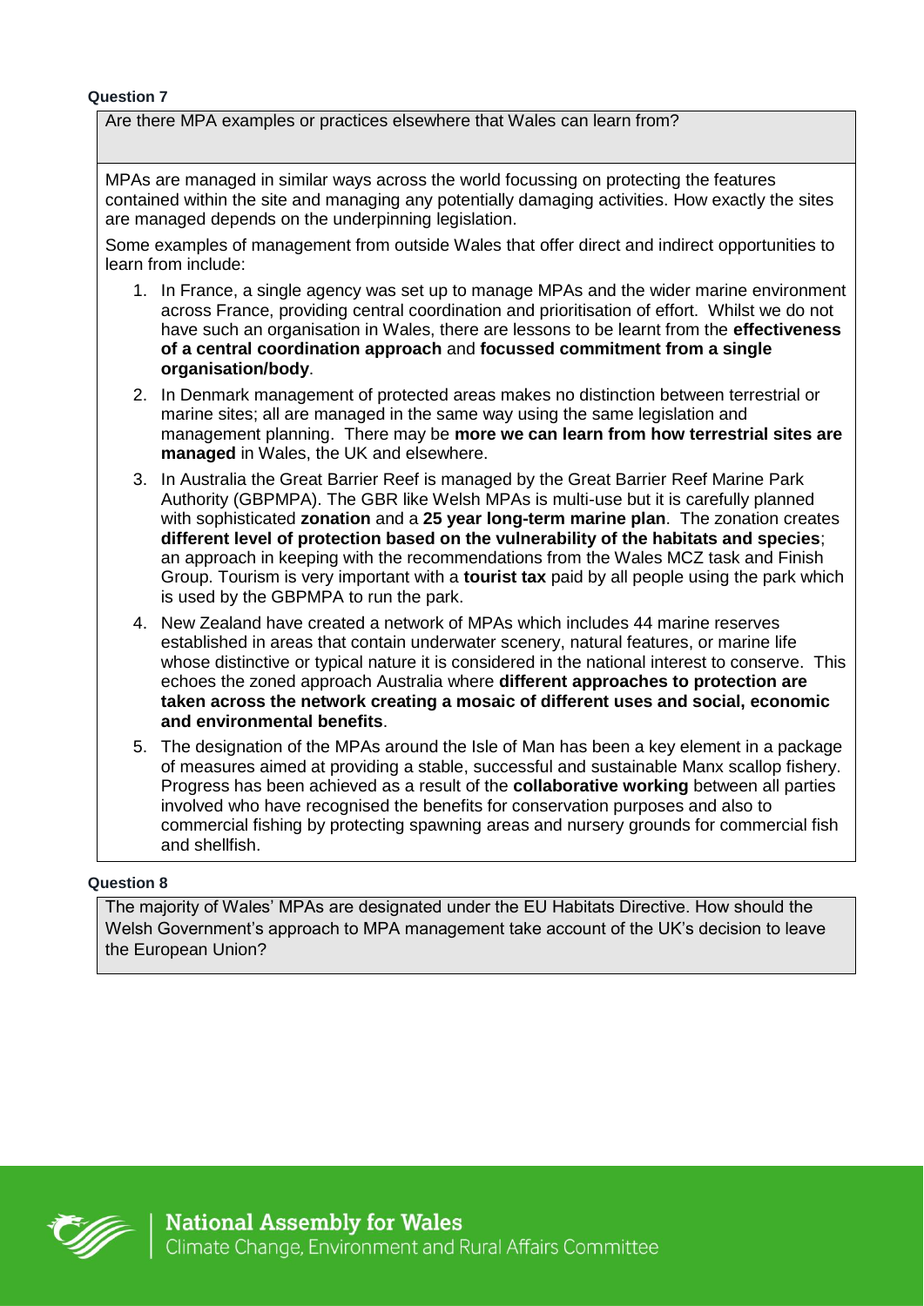**Question 7**

Are there MPA examples or practices elsewhere that Wales can learn from?

MPAs are managed in similar ways across the world focussing on protecting the features contained within the site and managing any potentially damaging activities. How exactly the sites are managed depends on the underpinning legislation.

Some examples of management from outside Wales that offer direct and indirect opportunities to learn from include:

1. In France, a single agency was set up to manage MPAs and the wider marine environment across France, providing central coordination and prioritisation of effort. Whilst we do not have such an organisation in Wales, there are lessons to be learnt from the **effectiveness of a central coordination approach** and **focussed commitment from a single organisation/body**.
2. In Denmark management of protected areas makes no distinction between terrestrial or marine sites; all are managed in the same way using the same legislation and management planning. There may be **more we can learn from how terrestrial sites are managed** in Wales, the UK and elsewhere.
3. In Australia the Great Barrier Reef is managed by the Great Barrier Reef Marine Park Authority (GBPMPA). The GBR like Welsh MPAs is multi-use but it is carefully planned with sophisticated **zonation** and a **25 year long-term marine plan**. The zonation creates **different level of protection based on the vulnerability of the habitats and species**; an approach in keeping with the recommendations from the Wales MCZ task and Finish Group. Tourism is very important with a **tourist tax** paid by all people using the park which is used by the GBPMPA to run the park.
4. New Zealand have created a network of MPAs which includes 44 marine reserves established in areas that contain underwater scenery, natural features, or marine life whose distinctive or typical nature it is considered in the national interest to conserve. This echoes the zoned approach Australia where **different approaches to protection are taken across the network creating a mosaic of different uses and social, economic and environmental benefits**.
5. The designation of the MPAs around the Isle of Man has been a key element in a package of measures aimed at providing a stable, successful and sustainable Manx scallop fishery. Progress has been achieved as a result of the **collaborative working** between all parties involved who have recognised the benefits for conservation purposes and also to commercial fishing by protecting spawning areas and nursery grounds for commercial fish and shellfish.

**Question 8**

The majority of Wales' MPAs are designated under the EU Habitats Directive. How should the Welsh Government's approach to MPA management take account of the UK's decision to leave the European Union?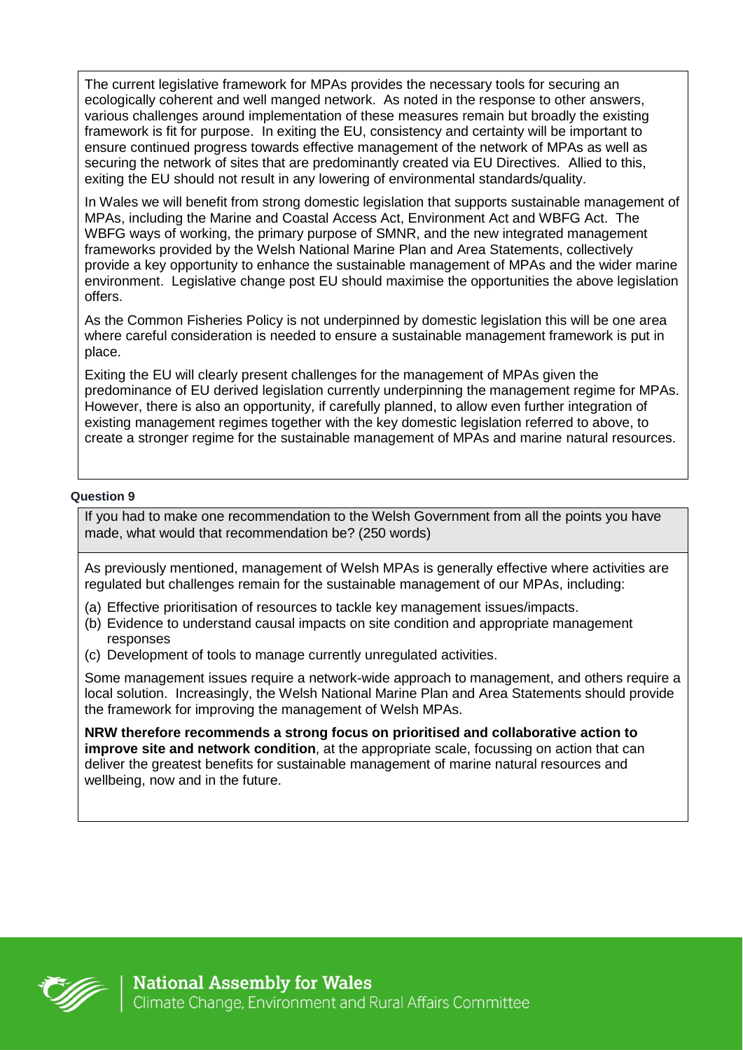The current legislative framework for MPAs provides the necessary tools for securing an ecologically coherent and well manged network. As noted in the response to other answers, various challenges around implementation of these measures remain but broadly the existing framework is fit for purpose. In exiting the EU, consistency and certainty will be important to ensure continued progress towards effective management of the network of MPAs as well as securing the network of sites that are predominantly created via EU Directives. Allied to this, exiting the EU should not result in any lowering of environmental standards/quality.

In Wales we will benefit from strong domestic legislation that supports sustainable management of MPAs, including the Marine and Coastal Access Act, Environment Act and WBFG Act. The WBFG ways of working, the primary purpose of SMNR, and the new integrated management frameworks provided by the Welsh National Marine Plan and Area Statements, collectively provide a key opportunity to enhance the sustainable management of MPAs and the wider marine environment. Legislative change post EU should maximise the opportunities the above legislation offers.

As the Common Fisheries Policy is not underpinned by domestic legislation this will be one area where careful consideration is needed to ensure a sustainable management framework is put in place.

Exiting the EU will clearly present challenges for the management of MPAs given the predominance of EU derived legislation currently underpinning the management regime for MPAs. However, there is also an opportunity, if carefully planned, to allow even further integration of existing management regimes together with the key domestic legislation referred to above, to create a stronger regime for the sustainable management of MPAs and marine natural resources.

#### Question 9

If you had to make one recommendation to the Welsh Government from all the points you have made, what would that recommendation be? (250 words)

As previously mentioned, management of Welsh MPAs is generally effective where activities are regulated but challenges remain for the sustainable management of our MPAs, including:

(a) Effective prioritisation of resources to tackle key management issues/impacts.
(b) Evidence to understand causal impacts on site condition and appropriate management responses
(c) Development of tools to manage currently unregulated activities.

Some management issues require a network-wide approach to management, and others require a local solution. Increasingly, the Welsh National Marine Plan and Area Statements should provide the framework for improving the management of Welsh MPAs.

**NRW therefore recommends a strong focus on prioritised and collaborative action to improve site and network condition**, at the appropriate scale, focussing on action that can deliver the greatest benefits for sustainable management of marine natural resources and wellbeing, now and in the future.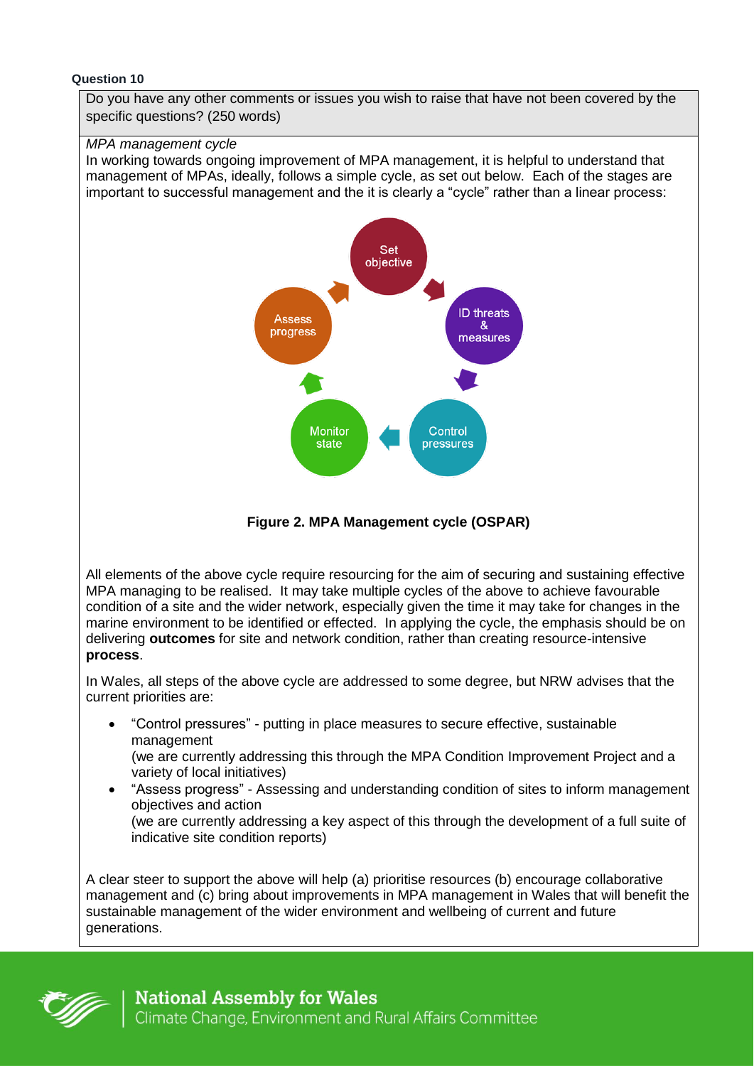**Question 10**

Do you have any other comments or issues you wish to raise that have not been covered by the specific questions? (250 words)

*MPA management cycle*

In working towards ongoing improvement of MPA management, it is helpful to understand that management of MPAs, ideally, follows a simple cycle, as set out below. Each of the stages are important to successful management and the it is clearly a "cycle" rather than a linear process:

Set objective → ID threats & measures → Control pressures → Monitor state → Assess progress → Set objective

**Figure 2. MPA Management cycle (OSPAR)**

All elements of the above cycle require resourcing for the aim of securing and sustaining effective MPA managing to be realised. It may take multiple cycles of the above to achieve favourable condition of a site and the wider network, especially given the time it may take for changes in the marine environment to be identified or effected. In applying the cycle, the emphasis should be on delivering **outcomes** for site and network condition, rather than creating resource-intensive **process**.

In Wales, all steps of the above cycle are addressed to some degree, but NRW advises that the current priorities are:

- "Control pressures" - putting in place measures to secure effective, sustainable management
  (we are currently addressing this through the MPA Condition Improvement Project and a variety of local initiatives)
- "Assess progress" - Assessing and understanding condition of sites to inform management objectives and action
  (we are currently addressing a key aspect of this through the development of a full suite of indicative site condition reports)

A clear steer to support the above will help (a) prioritise resources (b) encourage collaborative management and (c) bring about improvements in MPA management in Wales that will benefit the sustainable management of the wider environment and wellbeing of current and future generations.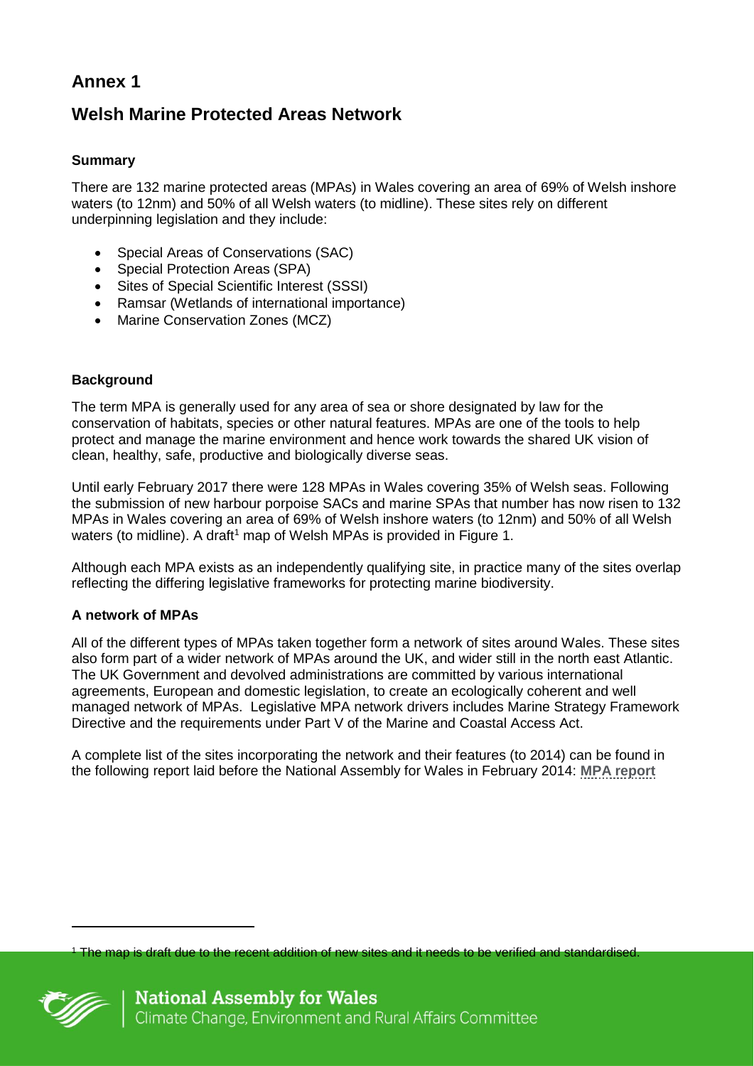# Annex 1

## Welsh Marine Protected Areas Network

### Summary

There are 132 marine protected areas (MPAs) in Wales covering an area of 69% of Welsh inshore waters (to 12nm) and 50% of all Welsh waters (to midline). These sites rely on different underpinning legislation and they include:

- Special Areas of Conservations (SAC)
- Special Protection Areas (SPA)
- Sites of Special Scientific Interest (SSSI)
- Ramsar (Wetlands of international importance)
- Marine Conservation Zones (MCZ)

### Background

The term MPA is generally used for any area of sea or shore designated by law for the conservation of habitats, species or other natural features. MPAs are one of the tools to help protect and manage the marine environment and hence work towards the shared UK vision of clean, healthy, safe, productive and biologically diverse seas.

Until early February 2017 there were 128 MPAs in Wales covering 35% of Welsh seas. Following the submission of new harbour porpoise SACs and marine SPAs that number has now risen to 132 MPAs in Wales covering an area of 69% of Welsh inshore waters (to 12nm) and 50% of all Welsh waters (to midline). A draft[1] map of Welsh MPAs is provided in Figure 1.

Although each MPA exists as an independently qualifying site, in practice many of the sites overlap reflecting the differing legislative frameworks for protecting marine biodiversity.

### A network of MPAs

All of the different types of MPAs taken together form a network of sites around Wales. These sites also form part of a wider network of MPAs around the UK, and wider still in the north east Atlantic. The UK Government and devolved administrations are committed by various international agreements, European and domestic legislation, to create an ecologically coherent and well managed network of MPAs. Legislative MPA network drivers includes Marine Strategy Framework Directive and the requirements under Part V of the Marine and Coastal Access Act.

A complete list of the sites incorporating the network and their features (to 2014) can be found in the following report laid before the National Assembly for Wales in February 2014: **MPA report**

[1] The map is draft due to the recent addition of new sites and it needs to be verified and standardised.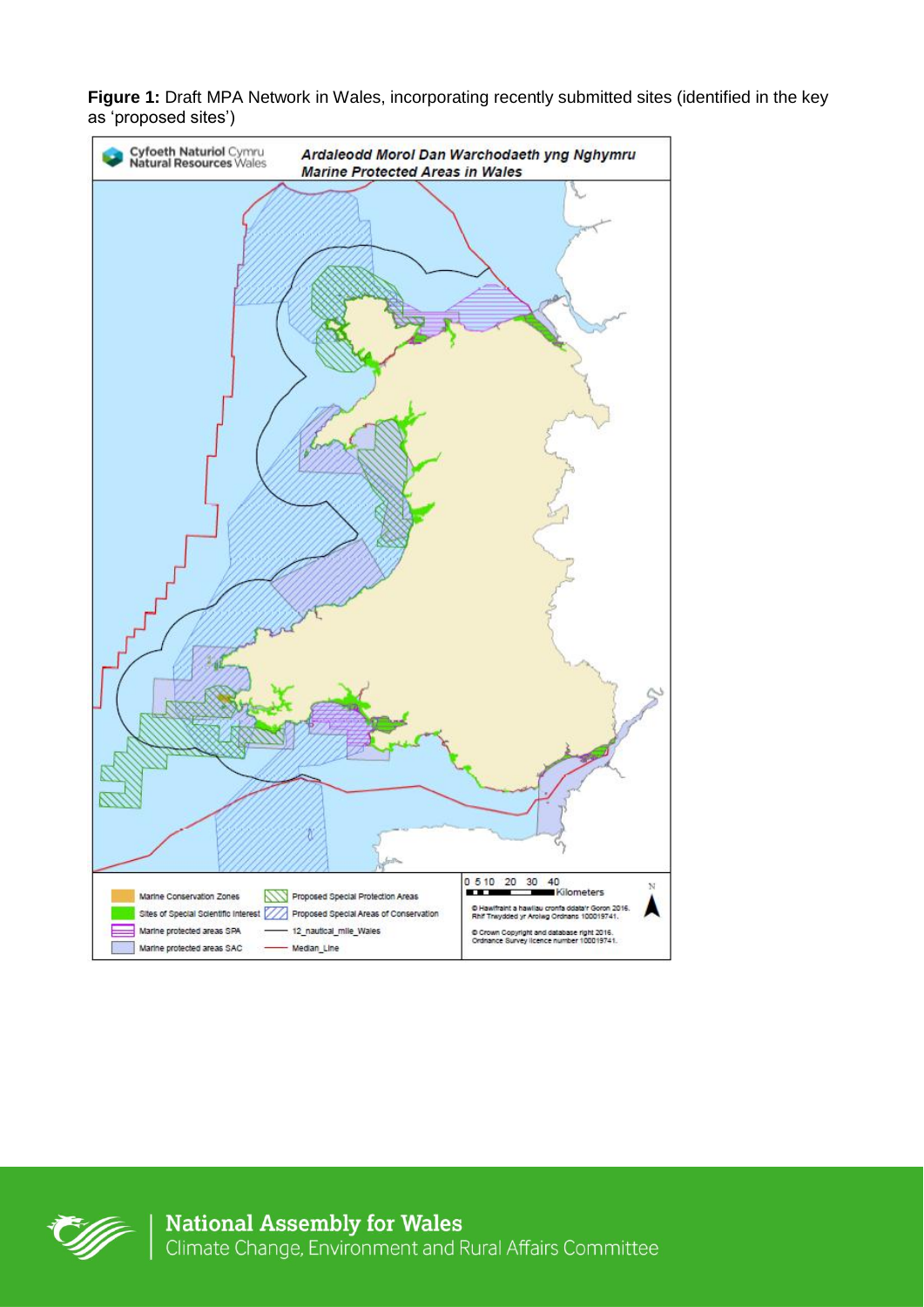**Figure 1:** Draft MPA Network in Wales, incorporating recently submitted sites (identified in the key as 'proposed sites')

Cyfoeth Naturiol Cymru Natural Resources Wales

*Ardaleodd Morol Dan Warchodaeth yng Nghymru*
*Marine Protected Areas in Wales*

Marine Conservation Zones
Sites of Special Scientific Interest
Marine protected areas SPA
Marine protected areas SAC
Proposed Special Protection Areas
Proposed Special Areas of Conservation
12_nautical_mile_Wales
Median_Line

0 5 10 20 30 40 Kilometers

© Hawlfraint a hawliau cronfa ddata'r Goron 2016. Rhif Trwydded yr Arolwg Ordnans 100019741.

© Crown Copyright and database right 2016. Ordnance Survey licence number 100019741.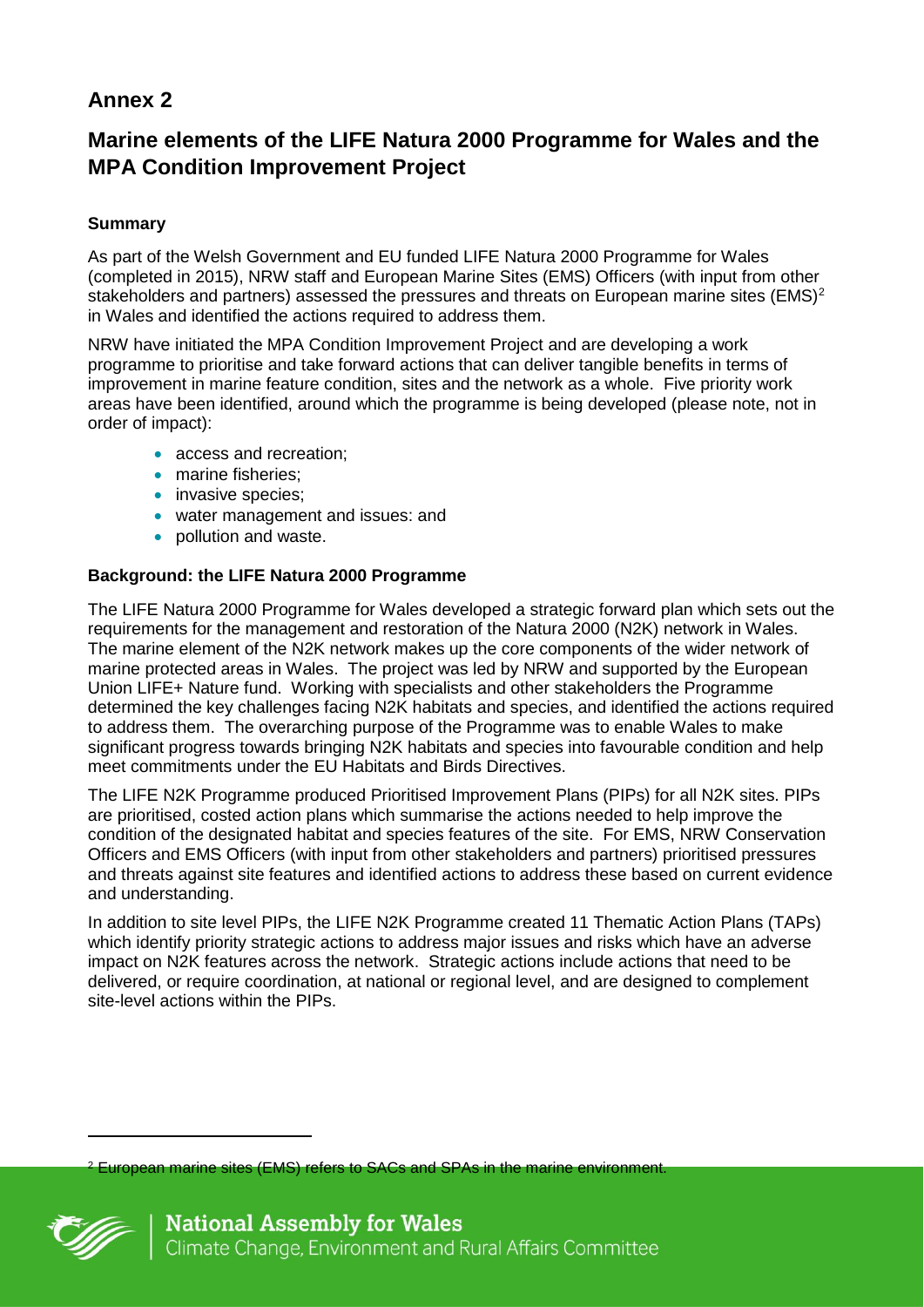# Annex 2

## Marine elements of the LIFE Natura 2000 Programme for Wales and the MPA Condition Improvement Project

### Summary

As part of the Welsh Government and EU funded LIFE Natura 2000 Programme for Wales (completed in 2015), NRW staff and European Marine Sites (EMS) Officers (with input from other stakeholders and partners) assessed the pressures and threats on European marine sites (EMS)[2] in Wales and identified the actions required to address them.

NRW have initiated the MPA Condition Improvement Project and are developing a work programme to prioritise and take forward actions that can deliver tangible benefits in terms of improvement in marine feature condition, sites and the network as a whole. Five priority work areas have been identified, around which the programme is being developed (please note, not in order of impact):

- access and recreation;
- marine fisheries;
- invasive species;
- water management and issues: and
- pollution and waste.

### Background: the LIFE Natura 2000 Programme

The LIFE Natura 2000 Programme for Wales developed a strategic forward plan which sets out the requirements for the management and restoration of the Natura 2000 (N2K) network in Wales. The marine element of the N2K network makes up the core components of the wider network of marine protected areas in Wales. The project was led by NRW and supported by the European Union LIFE+ Nature fund. Working with specialists and other stakeholders the Programme determined the key challenges facing N2K habitats and species, and identified the actions required to address them. The overarching purpose of the Programme was to enable Wales to make significant progress towards bringing N2K habitats and species into favourable condition and help meet commitments under the EU Habitats and Birds Directives.

The LIFE N2K Programme produced Prioritised Improvement Plans (PIPs) for all N2K sites. PIPs are prioritised, costed action plans which summarise the actions needed to help improve the condition of the designated habitat and species features of the site. For EMS, NRW Conservation Officers and EMS Officers (with input from other stakeholders and partners) prioritised pressures and threats against site features and identified actions to address these based on current evidence and understanding.

In addition to site level PIPs, the LIFE N2K Programme created 11 Thematic Action Plans (TAPs) which identify priority strategic actions to address major issues and risks which have an adverse impact on N2K features across the network. Strategic actions include actions that need to be delivered, or require coordination, at national or regional level, and are designed to complement site-level actions within the PIPs.

---

[2] European marine sites (EMS) refers to SACs and SPAs in the marine environment.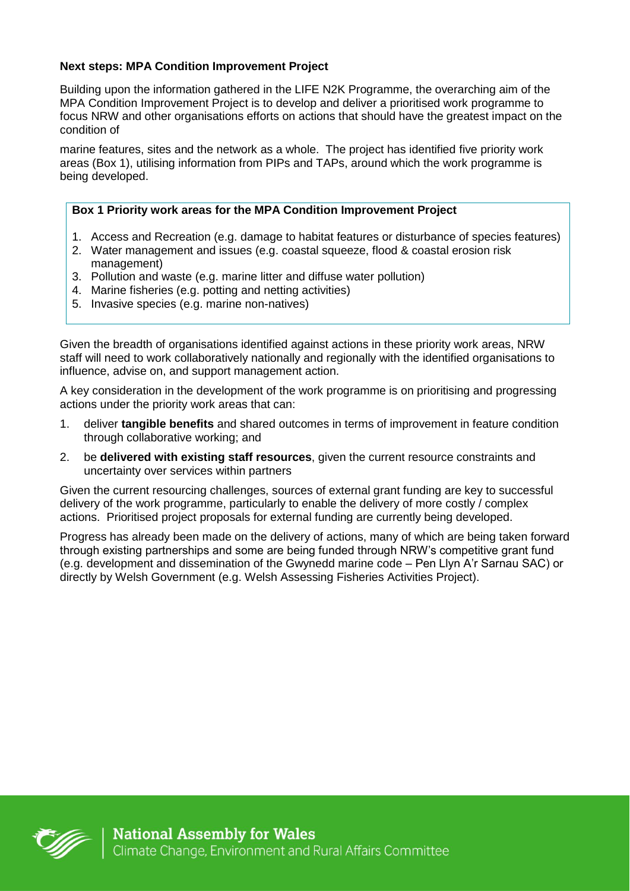**Next steps: MPA Condition Improvement Project**

Building upon the information gathered in the LIFE N2K Programme, the overarching aim of the MPA Condition Improvement Project is to develop and deliver a prioritised work programme to focus NRW and other organisations efforts on actions that should have the greatest impact on the condition of

marine features, sites and the network as a whole. The project has identified five priority work areas (Box 1), utilising information from PIPs and TAPs, around which the work programme is being developed.

> **Box 1 Priority work areas for the MPA Condition Improvement Project**
>
> 1. Access and Recreation (e.g. damage to habitat features or disturbance of species features)
> 2. Water management and issues (e.g. coastal squeeze, flood & coastal erosion risk management)
> 3. Pollution and waste (e.g. marine litter and diffuse water pollution)
> 4. Marine fisheries (e.g. potting and netting activities)
> 5. Invasive species (e.g. marine non-natives)

Given the breadth of organisations identified against actions in these priority work areas, NRW staff will need to work collaboratively nationally and regionally with the identified organisations to influence, advise on, and support management action.

A key consideration in the development of the work programme is on prioritising and progressing actions under the priority work areas that can:

1. deliver **tangible benefits** and shared outcomes in terms of improvement in feature condition through collaborative working; and
2. be **delivered with existing staff resources**, given the current resource constraints and uncertainty over services within partners

Given the current resourcing challenges, sources of external grant funding are key to successful delivery of the work programme, particularly to enable the delivery of more costly / complex actions. Prioritised project proposals for external funding are currently being developed.

Progress has already been made on the delivery of actions, many of which are being taken forward through existing partnerships and some are being funded through NRW's competitive grant fund (e.g. development and dissemination of the Gwynedd marine code – Pen Llyn A'r Sarnau SAC) or directly by Welsh Government (e.g. Welsh Assessing Fisheries Activities Project).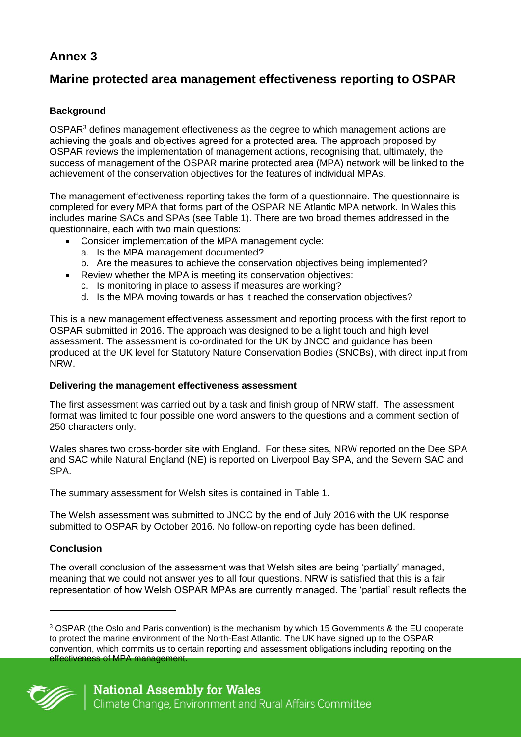# Annex 3

## Marine protected area management effectiveness reporting to OSPAR

### Background

OSPAR[3] defines management effectiveness as the degree to which management actions are achieving the goals and objectives agreed for a protected area. The approach proposed by OSPAR reviews the implementation of management actions, recognising that, ultimately, the success of management of the OSPAR marine protected area (MPA) network will be linked to the achievement of the conservation objectives for the features of individual MPAs.

The management effectiveness reporting takes the form of a questionnaire. The questionnaire is completed for every MPA that forms part of the OSPAR NE Atlantic MPA network. In Wales this includes marine SACs and SPAs (see Table 1). There are two broad themes addressed in the questionnaire, each with two main questions:

- Consider implementation of the MPA management cycle:
  a. Is the MPA management documented?
  b. Are the measures to achieve the conservation objectives being implemented?
- Review whether the MPA is meeting its conservation objectives:
  c. Is monitoring in place to assess if measures are working?
  d. Is the MPA moving towards or has it reached the conservation objectives?

This is a new management effectiveness assessment and reporting process with the first report to OSPAR submitted in 2016. The approach was designed to be a light touch and high level assessment. The assessment is co-ordinated for the UK by JNCC and guidance has been produced at the UK level for Statutory Nature Conservation Bodies (SNCBs), with direct input from NRW.

### Delivering the management effectiveness assessment

The first assessment was carried out by a task and finish group of NRW staff. The assessment format was limited to four possible one word answers to the questions and a comment section of 250 characters only.

Wales shares two cross-border site with England. For these sites, NRW reported on the Dee SPA and SAC while Natural England (NE) is reported on Liverpool Bay SPA, and the Severn SAC and SPA.

The summary assessment for Welsh sites is contained in Table 1.

The Welsh assessment was submitted to JNCC by the end of July 2016 with the UK response submitted to OSPAR by October 2016. No follow-on reporting cycle has been defined.

### Conclusion

The overall conclusion of the assessment was that Welsh sites are being 'partially' managed, meaning that we could not answer yes to all four questions. NRW is satisfied that this is a fair representation of how Welsh OSPAR MPAs are currently managed. The 'partial' result reflects the

[3] OSPAR (the Oslo and Paris convention) is the mechanism by which 15 Governments & the EU cooperate to protect the marine environment of the North-East Atlantic. The UK have signed up to the OSPAR convention, which commits us to certain reporting and assessment obligations including reporting on the effectiveness of MPA management.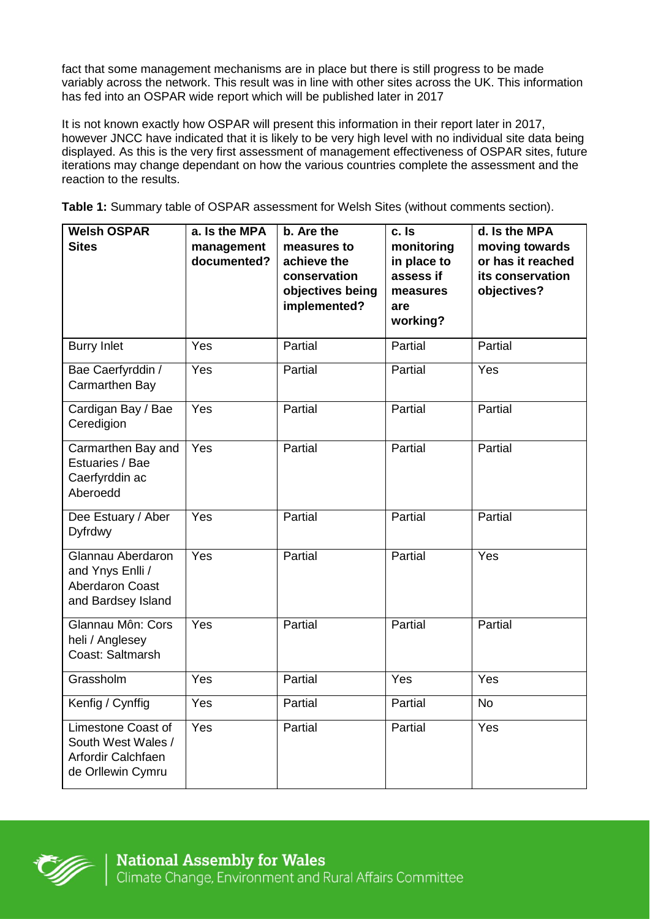fact that some management mechanisms are in place but there is still progress to be made variably across the network. This result was in line with other sites across the UK. This information has fed into an OSPAR wide report which will be published later in 2017

It is not known exactly how OSPAR will present this information in their report later in 2017, however JNCC have indicated that it is likely to be very high level with no individual site data being displayed. As this is the very first assessment of management effectiveness of OSPAR sites, future iterations may change dependant on how the various countries complete the assessment and the reaction to the results.

**Table 1:** Summary table of OSPAR assessment for Welsh Sites (without comments section).

| Welsh OSPAR Sites | a. Is the MPA management documented? | b. Are the measures to achieve the conservation objectives being implemented? | c. Is monitoring in place to assess if measures are working? | d. Is the MPA moving towards or has it reached its conservation objectives? |
|---|---|---|---|---|
| Burry Inlet | Yes | Partial | Partial | Partial |
| Bae Caerfyrddin / Carmarthen Bay | Yes | Partial | Partial | Yes |
| Cardigan Bay / Bae Ceredigion | Yes | Partial | Partial | Partial |
| Carmarthen Bay and Estuaries / Bae Caerfyrddin ac Aberoedd | Yes | Partial | Partial | Partial |
| Dee Estuary / Aber Dyfrdwy | Yes | Partial | Partial | Partial |
| Glannau Aberdaron and Ynys Enlli / Aberdaron Coast and Bardsey Island | Yes | Partial | Partial | Yes |
| Glannau Môn: Cors heli / Anglesey Coast: Saltmarsh | Yes | Partial | Partial | Partial |
| Grassholm | Yes | Partial | Yes | Yes |
| Kenfig / Cynffig | Yes | Partial | Partial | No |
| Limestone Coast of South West Wales / Arfordir Calchfaen de Orllewin Cymru | Yes | Partial | Partial | Yes |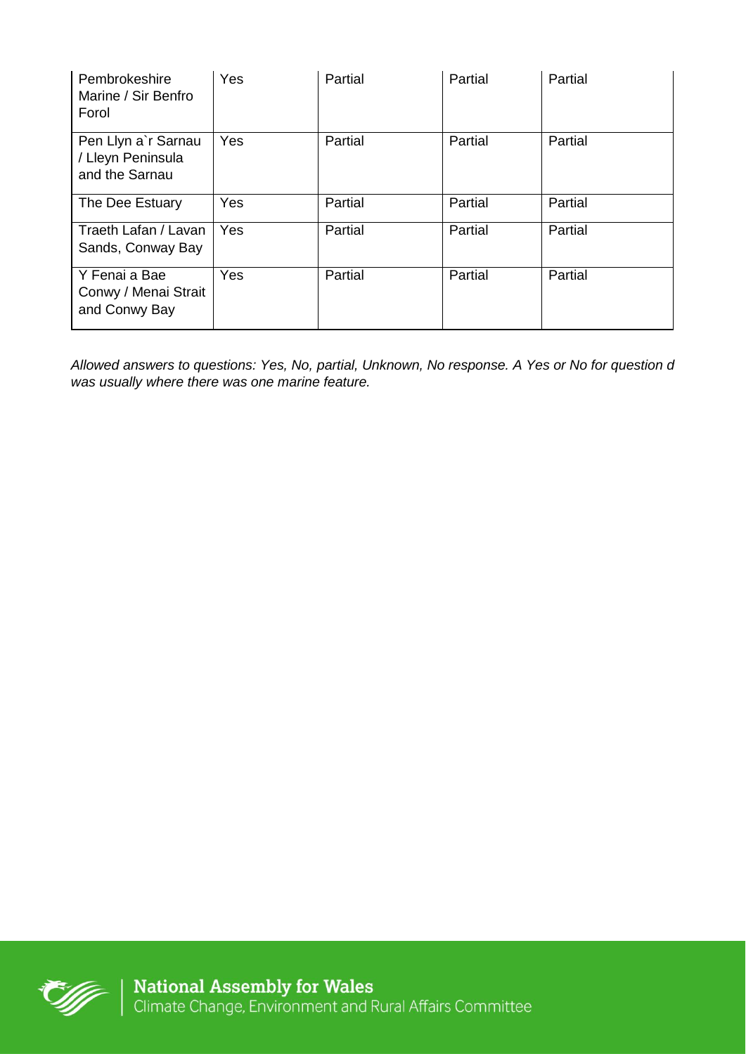| | | | | |
|---|---|---|---|---|
| Pembrokeshire Marine / Sir Benfro Forol | Yes | Partial | Partial | Partial |
| Pen Llyn a`r Sarnau / Lleyn Peninsula and the Sarnau | Yes | Partial | Partial | Partial |
| The Dee Estuary | Yes | Partial | Partial | Partial |
| Traeth Lafan / Lavan Sands, Conway Bay | Yes | Partial | Partial | Partial |
| Y Fenai a Bae Conwy / Menai Strait and Conwy Bay | Yes | Partial | Partial | Partial |

*Allowed answers to questions: Yes, No, partial, Unknown, No response. A Yes or No for question d was usually where there was one marine feature.*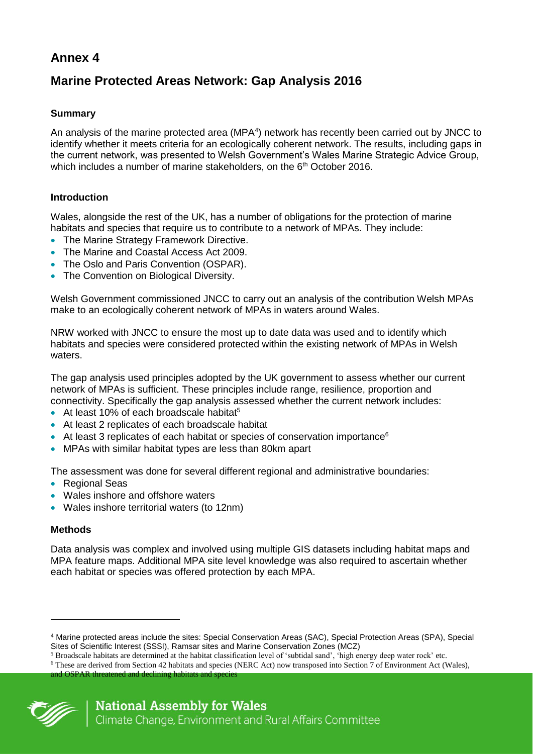# Annex 4

## Marine Protected Areas Network: Gap Analysis 2016

### Summary

An analysis of the marine protected area (MPA[4]) network has recently been carried out by JNCC to identify whether it meets criteria for an ecologically coherent network. The results, including gaps in the current network, was presented to Welsh Government's Wales Marine Strategic Advice Group, which includes a number of marine stakeholders, on the 6th October 2016.

### Introduction

Wales, alongside the rest of the UK, has a number of obligations for the protection of marine habitats and species that require us to contribute to a network of MPAs. They include:

- The Marine Strategy Framework Directive.
- The Marine and Coastal Access Act 2009.
- The Oslo and Paris Convention (OSPAR).
- The Convention on Biological Diversity.

Welsh Government commissioned JNCC to carry out an analysis of the contribution Welsh MPAs make to an ecologically coherent network of MPAs in waters around Wales.

NRW worked with JNCC to ensure the most up to date data was used and to identify which habitats and species were considered protected within the existing network of MPAs in Welsh waters.

The gap analysis used principles adopted by the UK government to assess whether our current network of MPAs is sufficient. These principles include range, resilience, proportion and connectivity. Specifically the gap analysis assessed whether the current network includes:

- At least 10% of each broadscale habitat[5]
- At least 2 replicates of each broadscale habitat
- At least 3 replicates of each habitat or species of conservation importance[6]
- MPAs with similar habitat types are less than 80km apart

The assessment was done for several different regional and administrative boundaries:

- Regional Seas
- Wales inshore and offshore waters
- Wales inshore territorial waters (to 12nm)

### Methods

Data analysis was complex and involved using multiple GIS datasets including habitat maps and MPA feature maps. Additional MPA site level knowledge was also required to ascertain whether each habitat or species was offered protection by each MPA.

---

[4] Marine protected areas include the sites: Special Conservation Areas (SAC), Special Protection Areas (SPA), Special Sites of Scientific Interest (SSSI), Ramsar sites and Marine Conservation Zones (MCZ)

[5] Broadscale habitats are determined at the habitat classification level of 'subtidal sand', 'high energy deep water rock' etc.

[6] These are derived from Section 42 habitats and species (NERC Act) now transposed into Section 7 of Environment Act (Wales), and OSPAR threatened and declining habitats and species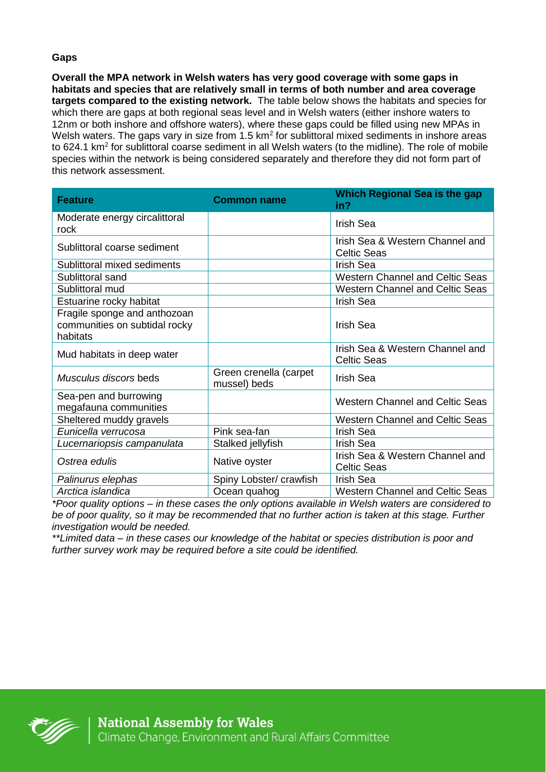**Gaps**

**Overall the MPA network in Welsh waters has very good coverage with some gaps in habitats and species that are relatively small in terms of both number and area coverage targets compared to the existing network.** The table below shows the habitats and species for which there are gaps at both regional seas level and in Welsh waters (either inshore waters to 12nm or both inshore and offshore waters), where these gaps could be filled using new MPAs in Welsh waters. The gaps vary in size from 1.5 km$^2$ for sublittoral mixed sediments in inshore areas to 624.1 km$^2$ for sublittoral coarse sediment in all Welsh waters (to the midline). The role of mobile species within the network is being considered separately and therefore they did not form part of this network assessment.

| Feature | Common name | Which Regional Sea is the gap in? |
|---|---|---|
| Moderate energy circalittoral rock | | Irish Sea |
| Sublittoral coarse sediment | | Irish Sea & Western Channel and Celtic Seas |
| Sublittoral mixed sediments | | Irish Sea |
| Sublittoral sand | | Western Channel and Celtic Seas |
| Sublittoral mud | | Western Channel and Celtic Seas |
| Estuarine rocky habitat | | Irish Sea |
| Fragile sponge and anthozoan communities on subtidal rocky habitats | | Irish Sea |
| Mud habitats in deep water | | Irish Sea & Western Channel and Celtic Seas |
| *Musculus discors* beds | Green crenella (carpet mussel) beds | Irish Sea |
| Sea-pen and burrowing megafauna communities | | Western Channel and Celtic Seas |
| Sheltered muddy gravels | | Western Channel and Celtic Seas |
| *Eunicella verrucosa* | Pink sea-fan | Irish Sea |
| *Lucernariopsis campanulata* | Stalked jellyfish | Irish Sea |
| *Ostrea edulis* | Native oyster | Irish Sea & Western Channel and Celtic Seas |
| *Palinurus elephas* | Spiny Lobster/ crawfish | Irish Sea |
| *Arctica islandica* | Ocean quahog | Western Channel and Celtic Seas |

*\*Poor quality options – in these cases the only options available in Welsh waters are considered to be of poor quality, so it may be recommended that no further action is taken at this stage. Further investigation would be needed.*

*\*\*Limited data – in these cases our knowledge of the habitat or species distribution is poor and further survey work may be required before a site could be identified.*